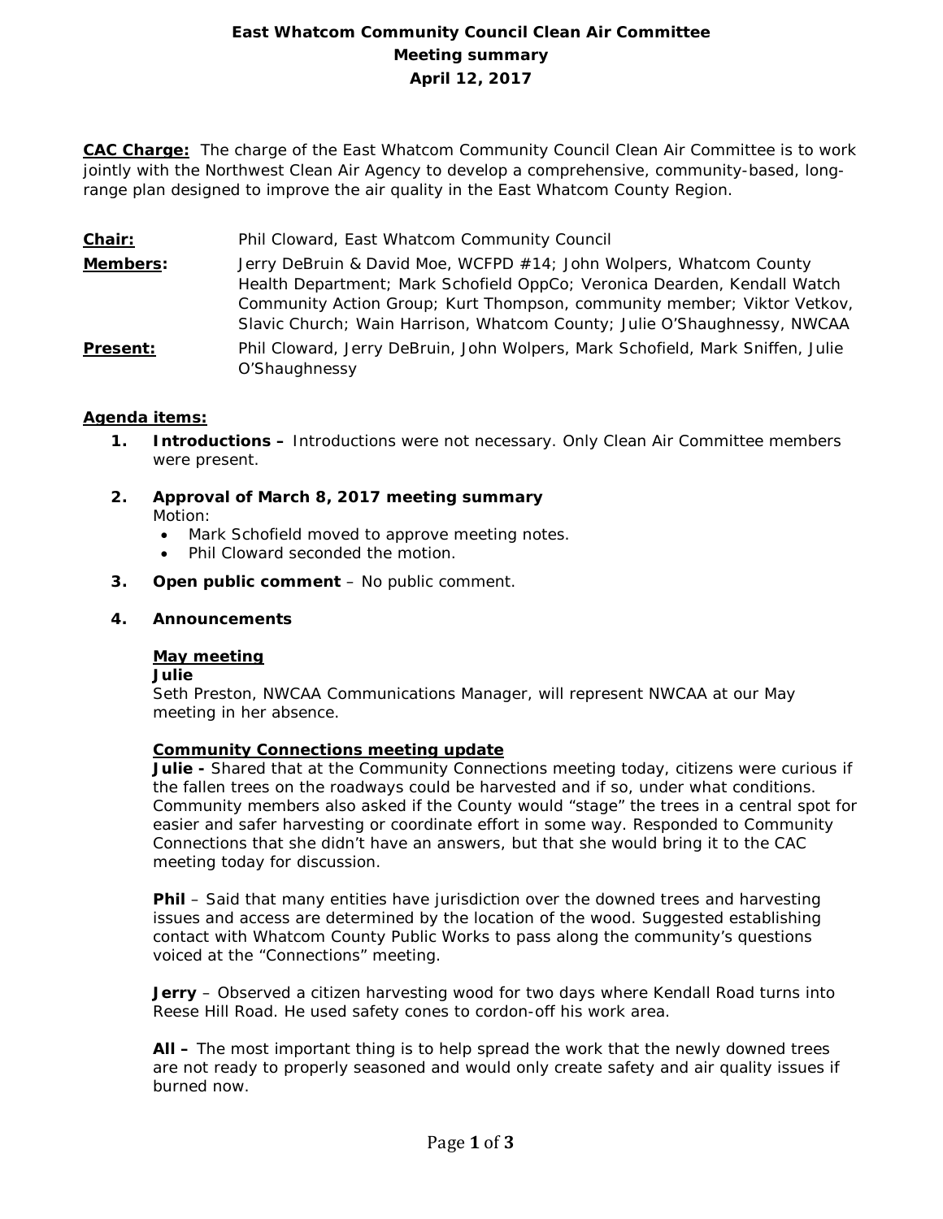# East Whatcom Community Council Clean Air Committee
## Meeting summary
## April 12, 2017

**CAC Charge:** The charge of the East Whatcom Community Council Clean Air Committee is to work jointly with the Northwest Clean Air Agency to develop a comprehensive, community-based, long-range plan designed to improve the air quality in the East Whatcom County Region.

**Chair:** Phil Cloward, East Whatcom Community Council

**Members:** Jerry DeBruin & David Moe, WCFPD #14; John Wolpers, Whatcom County Health Department; Mark Schofield OppCo; Veronica Dearden, Kendall Watch Community Action Group; Kurt Thompson, community member; Viktor Vetkov, Slavic Church; Wain Harrison, Whatcom County; Julie O'Shaughnessy, NWCAA

**Present:** Phil Cloward, Jerry DeBruin, John Wolpers, Mark Schofield, Mark Sniffen, Julie O'Shaughnessy

**Agenda items:**

1. **Introductions –** Introductions were not necessary. Only Clean Air Committee members were present.

2. **Approval of March 8, 2017 meeting summary**
   Motion:
   - Mark Schofield moved to approve meeting notes.
   - Phil Cloward seconded the motion.

3. **Open public comment** – No public comment.

4. **Announcements**

   **May meeting**

   **Julie**
   Seth Preston, NWCAA Communications Manager, will represent NWCAA at our May meeting in her absence.

   **Community Connections meeting update**

   **Julie -** Shared that at the Community Connections meeting today, citizens were curious if the fallen trees on the roadways could be harvested and if so, under what conditions. Community members also asked if the County would "stage" the trees in a central spot for easier and safer harvesting or coordinate effort in some way. Responded to Community Connections that she didn't have an answers, but that she would bring it to the CAC meeting today for discussion.

   **Phil** – Said that many entities have jurisdiction over the downed trees and harvesting issues and access are determined by the location of the wood. Suggested establishing contact with Whatcom County Public Works to pass along the community's questions voiced at the "Connections" meeting.

   **Jerry** – Observed a citizen harvesting wood for two days where Kendall Road turns into Reese Hill Road. He used safety cones to cordon-off his work area.

   **All –** The most important thing is to help spread the work that the newly downed trees are not ready to properly seasoned and would only create safety and air quality issues if burned now.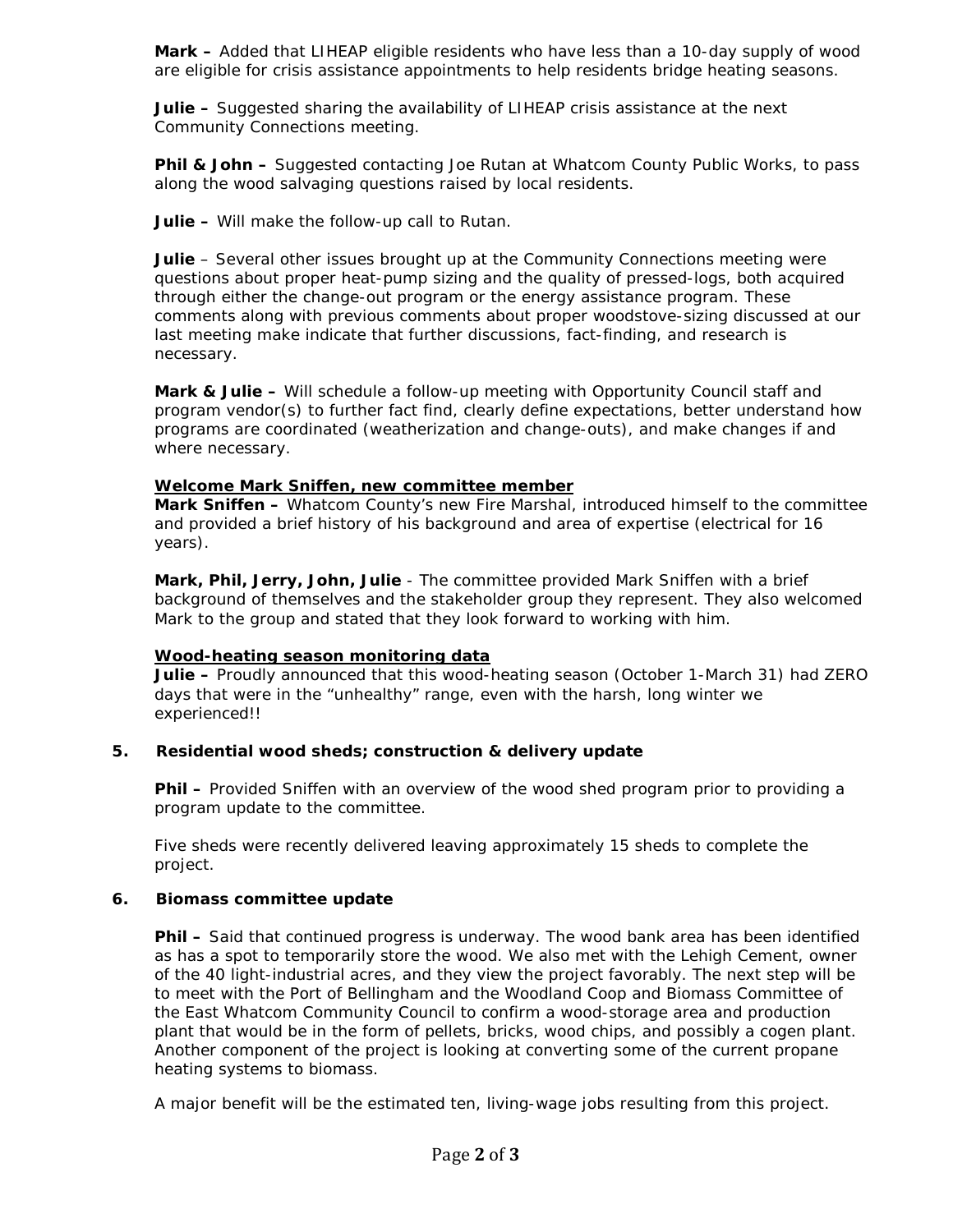**Mark –** Added that LIHEAP eligible residents who have less than a 10-day supply of wood are eligible for crisis assistance appointments to help residents bridge heating seasons.

**Julie –** Suggested sharing the availability of LIHEAP crisis assistance at the next Community Connections meeting.

**Phil & John –** Suggested contacting Joe Rutan at Whatcom County Public Works, to pass along the wood salvaging questions raised by local residents.

**Julie –** Will make the follow-up call to Rutan.

**Julie** – Several other issues brought up at the Community Connections meeting were questions about proper heat-pump sizing and the quality of pressed-logs, both acquired through either the change-out program or the energy assistance program. These comments along with previous comments about proper woodstove-sizing discussed at our last meeting make indicate that further discussions, fact-finding, and research is necessary.

**Mark & Julie –** Will schedule a follow-up meeting with Opportunity Council staff and program vendor(s) to further fact find, clearly define expectations, better understand how programs are coordinated (weatherization and change-outs), and make changes if and where necessary.

**Welcome Mark Sniffen, new committee member**

**Mark Sniffen –** Whatcom County's new Fire Marshal, introduced himself to the committee and provided a brief history of his background and area of expertise (electrical for 16 years).

**Mark, Phil, Jerry, John, Julie** - The committee provided Mark Sniffen with a brief background of themselves and the stakeholder group they represent. They also welcomed Mark to the group and stated that they look forward to working with him.

**Wood-heating season monitoring data**

**Julie –** Proudly announced that this wood-heating season (October 1-March 31) had ZERO days that were in the "unhealthy" range, even with the harsh, long winter we experienced!!

**5. Residential wood sheds; construction & delivery update**

**Phil –** Provided Sniffen with an overview of the wood shed program prior to providing a program update to the committee.

Five sheds were recently delivered leaving approximately 15 sheds to complete the project.

**6. Biomass committee update**

**Phil –** Said that continued progress is underway. The wood bank area has been identified as has a spot to temporarily store the wood. We also met with the Lehigh Cement, owner of the 40 light-industrial acres, and they view the project favorably. The next step will be to meet with the Port of Bellingham and the Woodland Coop and Biomass Committee of the East Whatcom Community Council to confirm a wood-storage area and production plant that would be in the form of pellets, bricks, wood chips, and possibly a cogen plant. Another component of the project is looking at converting some of the current propane heating systems to biomass.

A major benefit will be the estimated ten, living-wage jobs resulting from this project.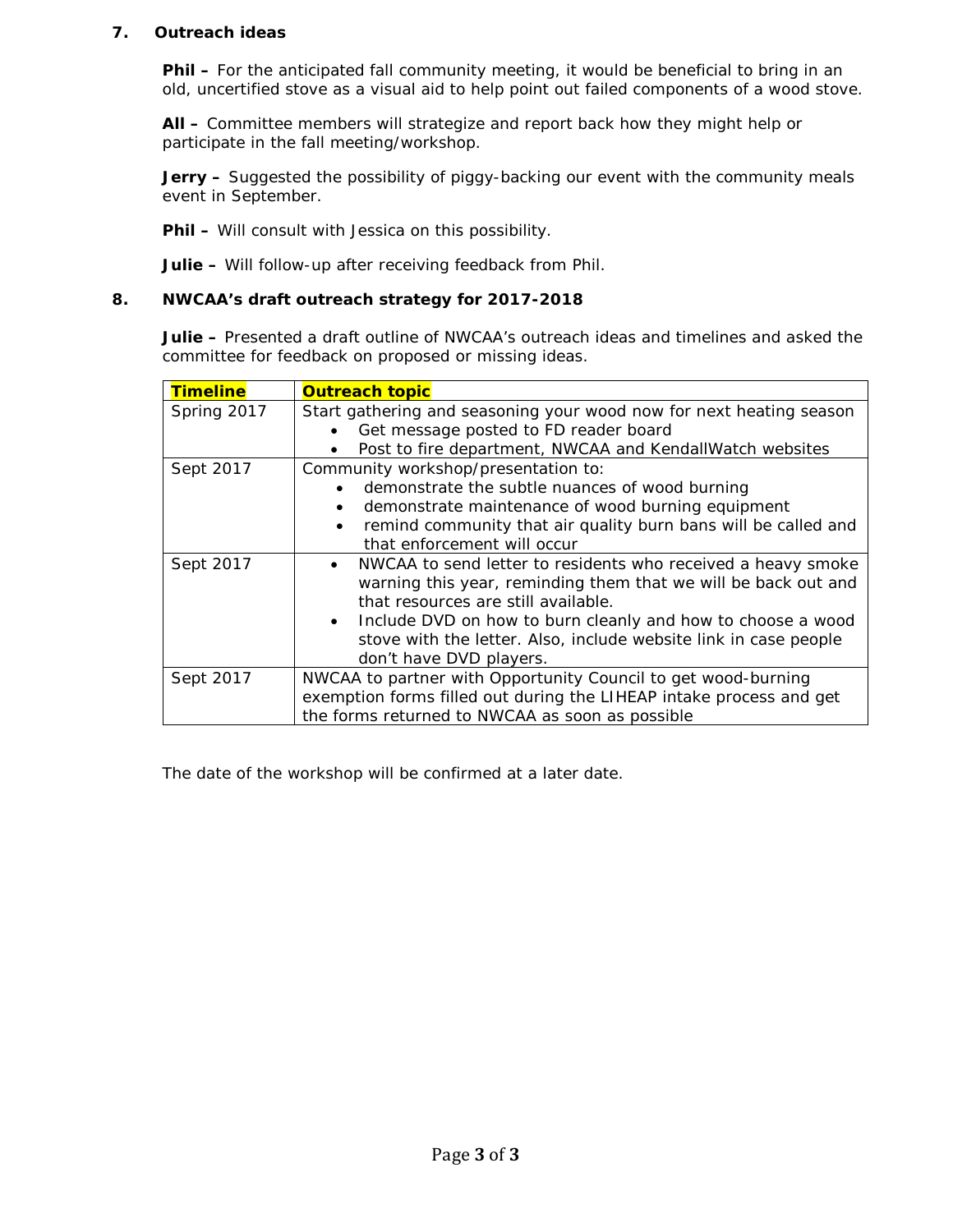## 7. Outreach ideas

**Phil –** For the anticipated fall community meeting, it would be beneficial to bring in an old, uncertified stove as a visual aid to help point out failed components of a wood stove.

**All –** Committee members will strategize and report back how they might help or participate in the fall meeting/workshop.

**Jerry –** Suggested the possibility of piggy-backing our event with the community meals event in September.

**Phil –** Will consult with Jessica on this possibility.

**Julie –** Will follow-up after receiving feedback from Phil.

## 8. NWCAA's draft outreach strategy for 2017-2018

**Julie –** Presented a draft outline of NWCAA's outreach ideas and timelines and asked the committee for feedback on proposed or missing ideas.

| **Timeline** | **Outreach topic** |
|---|---|
| Spring 2017 | Start gathering and seasoning your wood now for next heating season<br>• Get message posted to FD reader board<br>• Post to fire department, NWCAA and KendallWatch websites |
| Sept 2017 | Community workshop/presentation to:<br>• demonstrate the subtle nuances of wood burning<br>• demonstrate maintenance of wood burning equipment<br>• remind community that air quality burn bans will be called and that enforcement will occur |
| Sept 2017 | • NWCAA to send letter to residents who received a heavy smoke warning this year, reminding them that we will be back out and that resources are still available.<br>• Include DVD on how to burn cleanly and how to choose a wood stove with the letter. Also, include website link in case people don't have DVD players. |
| Sept 2017 | NWCAA to partner with Opportunity Council to get wood-burning exemption forms filled out during the LIHEAP intake process and get the forms returned to NWCAA as soon as possible |

The date of the workshop will be confirmed at a later date.